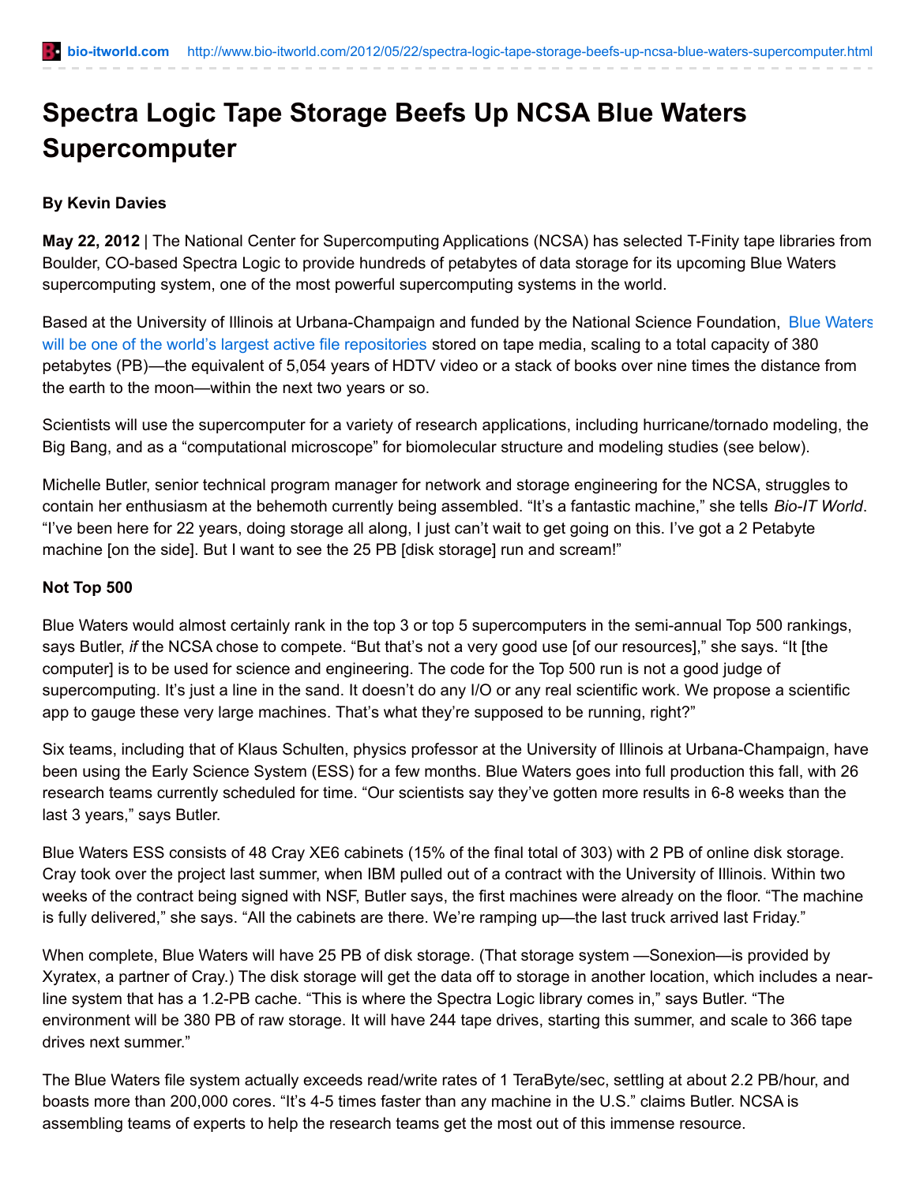bio-itworld.com http://www.bio-itworld.com/2012/05/22/spectra-logic-tape-storage-beefs-up-ncsa-blue-waters-supercomputer.html

# Spectra Logic Tape Storage Beefs Up NCSA Blue Waters Supercomputer

**By Kevin Davies**

**May 22, 2012** | The National Center for Supercomputing Applications (NCSA) has selected T-Finity tape libraries from Boulder, CO-based Spectra Logic to provide hundreds of petabytes of data storage for its upcoming Blue Waters supercomputing system, one of the most powerful supercomputing systems in the world.

Based at the University of Illinois at Urbana-Champaign and funded by the National Science Foundation, Blue Waters will be one of the world's largest active file repositories stored on tape media, scaling to a total capacity of 380 petabytes (PB)—the equivalent of 5,054 years of HDTV video or a stack of books over nine times the distance from the earth to the moon—within the next two years or so.

Scientists will use the supercomputer for a variety of research applications, including hurricane/tornado modeling, the Big Bang, and as a "computational microscope" for biomolecular structure and modeling studies (see below).

Michelle Butler, senior technical program manager for network and storage engineering for the NCSA, struggles to contain her enthusiasm at the behemoth currently being assembled. "It's a fantastic machine," she tells *Bio-IT World*. "I've been here for 22 years, doing storage all along, I just can't wait to get going on this. I've got a 2 Petabyte machine [on the side]. But I want to see the 25 PB [disk storage] run and scream!"

**Not Top 500**

Blue Waters would almost certainly rank in the top 3 or top 5 supercomputers in the semi-annual Top 500 rankings, says Butler, *if* the NCSA chose to compete. "But that's not a very good use [of our resources]," she says. "It [the computer] is to be used for science and engineering. The code for the Top 500 run is not a good judge of supercomputing. It's just a line in the sand. It doesn't do any I/O or any real scientific work. We propose a scientific app to gauge these very large machines. That's what they're supposed to be running, right?"

Six teams, including that of Klaus Schulten, physics professor at the University of Illinois at Urbana-Champaign, have been using the Early Science System (ESS) for a few months. Blue Waters goes into full production this fall, with 26 research teams currently scheduled for time. "Our scientists say they've gotten more results in 6-8 weeks than the last 3 years," says Butler.

Blue Waters ESS consists of 48 Cray XE6 cabinets (15% of the final total of 303) with 2 PB of online disk storage. Cray took over the project last summer, when IBM pulled out of a contract with the University of Illinois. Within two weeks of the contract being signed with NSF, Butler says, the first machines were already on the floor. "The machine is fully delivered," she says. "All the cabinets are there. We're ramping up—the last truck arrived last Friday."

When complete, Blue Waters will have 25 PB of disk storage. (That storage system —Sonexion—is provided by Xyratex, a partner of Cray.) The disk storage will get the data off to storage in another location, which includes a near-line system that has a 1.2-PB cache. "This is where the Spectra Logic library comes in," says Butler. "The environment will be 380 PB of raw storage. It will have 244 tape drives, starting this summer, and scale to 366 tape drives next summer."

The Blue Waters file system actually exceeds read/write rates of 1 TeraByte/sec, settling at about 2.2 PB/hour, and boasts more than 200,000 cores. "It's 4-5 times faster than any machine in the U.S." claims Butler. NCSA is assembling teams of experts to help the research teams get the most out of this immense resource.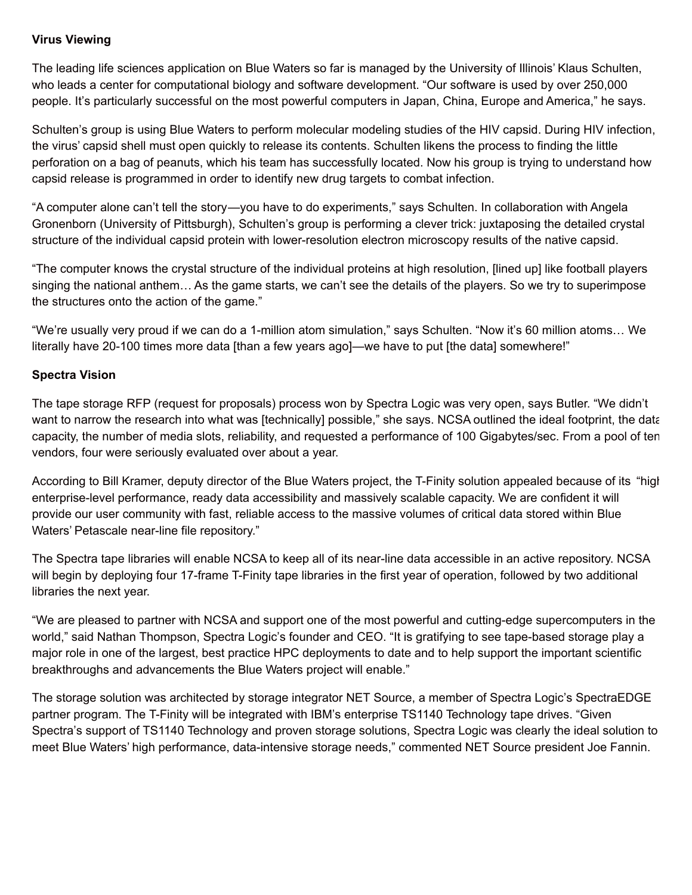**Virus Viewing**

The leading life sciences application on Blue Waters so far is managed by the University of Illinois' Klaus Schulten, who leads a center for computational biology and software development. "Our software is used by over 250,000 people. It's particularly successful on the most powerful computers in Japan, China, Europe and America," he says.

Schulten's group is using Blue Waters to perform molecular modeling studies of the HIV capsid. During HIV infection, the virus' capsid shell must open quickly to release its contents. Schulten likens the process to finding the little perforation on a bag of peanuts, which his team has successfully located. Now his group is trying to understand how capsid release is programmed in order to identify new drug targets to combat infection.

"A computer alone can't tell the story—you have to do experiments," says Schulten. In collaboration with Angela Gronenborn (University of Pittsburgh), Schulten's group is performing a clever trick: juxtaposing the detailed crystal structure of the individual capsid protein with lower-resolution electron microscopy results of the native capsid.

"The computer knows the crystal structure of the individual proteins at high resolution, [lined up] like football players singing the national anthem… As the game starts, we can't see the details of the players. So we try to superimpose the structures onto the action of the game."

"We're usually very proud if we can do a 1-million atom simulation," says Schulten. "Now it's 60 million atoms… We literally have 20-100 times more data [than a few years ago]—we have to put [the data] somewhere!"

**Spectra Vision**

The tape storage RFP (request for proposals) process won by Spectra Logic was very open, says Butler. "We didn't want to narrow the research into what was [technically] possible," she says. NCSA outlined the ideal footprint, the data capacity, the number of media slots, reliability, and requested a performance of 100 Gigabytes/sec. From a pool of ten vendors, four were seriously evaluated over about a year.

According to Bill Kramer, deputy director of the Blue Waters project, the T-Finity solution appealed because of its "high enterprise-level performance, ready data accessibility and massively scalable capacity. We are confident it will provide our user community with fast, reliable access to the massive volumes of critical data stored within Blue Waters' Petascale near-line file repository."

The Spectra tape libraries will enable NCSA to keep all of its near-line data accessible in an active repository. NCSA will begin by deploying four 17-frame T-Finity tape libraries in the first year of operation, followed by two additional libraries the next year.

"We are pleased to partner with NCSA and support one of the most powerful and cutting-edge supercomputers in the world," said Nathan Thompson, Spectra Logic's founder and CEO. "It is gratifying to see tape-based storage play a major role in one of the largest, best practice HPC deployments to date and to help support the important scientific breakthroughs and advancements the Blue Waters project will enable."

The storage solution was architected by storage integrator NET Source, a member of Spectra Logic's SpectraEDGE partner program. The T-Finity will be integrated with IBM's enterprise TS1140 Technology tape drives. "Given Spectra's support of TS1140 Technology and proven storage solutions, Spectra Logic was clearly the ideal solution to meet Blue Waters' high performance, data-intensive storage needs," commented NET Source president Joe Fannin.